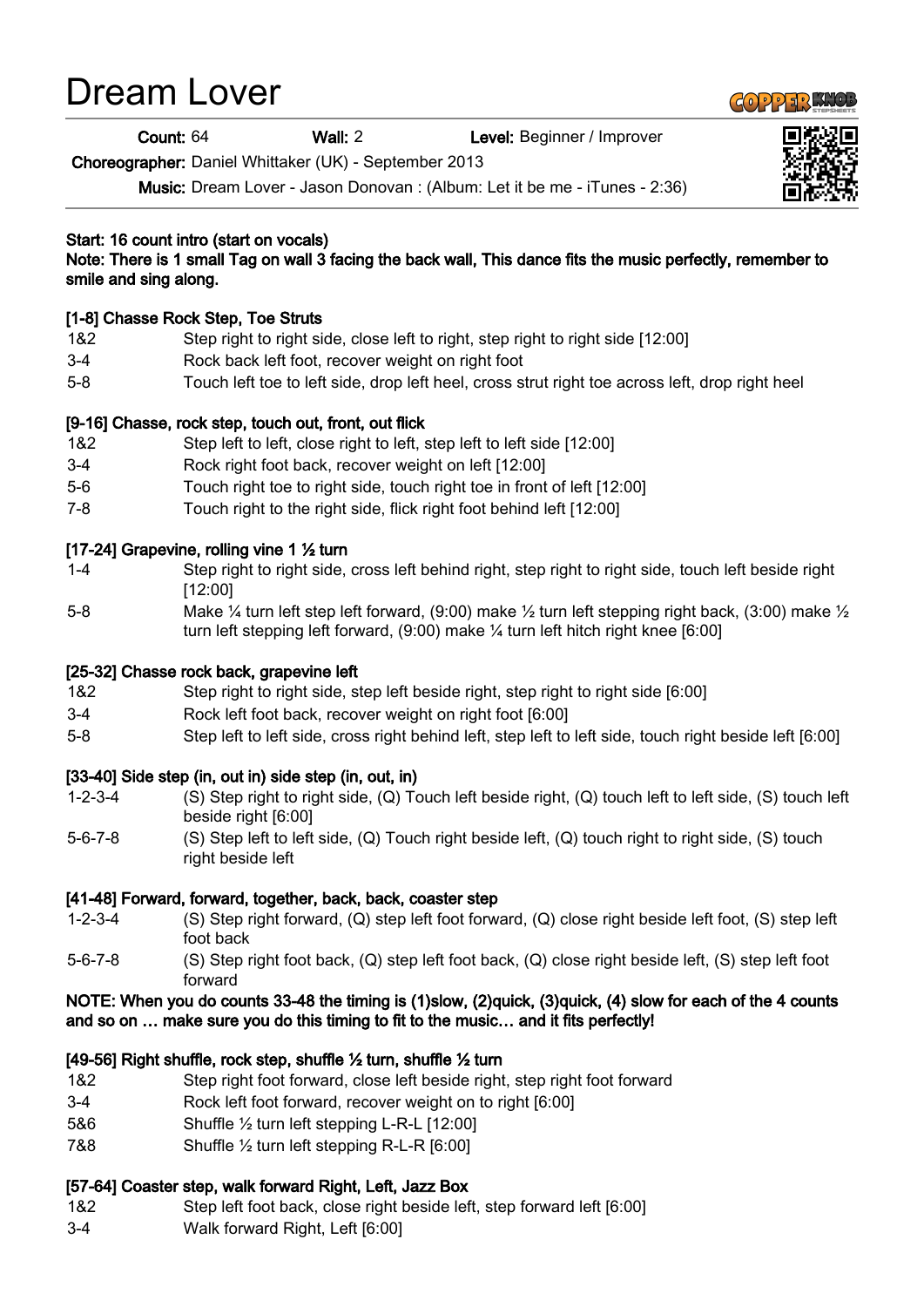# Dream Lover

**Count:** 64 **Wall:** 2 **Level:** Beginner / Improver

**Choreographer:** Daniel Whittaker (UK) - September 2013

**Music:** Dream Lover - Jason Donovan : (Album: Let it be me - iTunes - 2:36)

**Start: 16 count intro (start on vocals)**

**Note: There is 1 small Tag on wall 3 facing the back wall, This dance fits the music perfectly, remember to smile and sing along.**

**[1-8] Chasse Rock Step, Toe Struts**

| | |
|---|---|
| 1&2 | Step right to right side, close left to right, step right to right side [12:00] |
| 3-4 | Rock back left foot, recover weight on right foot |
| 5-8 | Touch left toe to left side, drop left heel, cross strut right toe across left, drop right heel |

**[9-16] Chasse, rock step, touch out, front, out flick**

| | |
|---|---|
| 1&2 | Step left to left, close right to left, step left to left side [12:00] |
| 3-4 | Rock right foot back, recover weight on left [12:00] |
| 5-6 | Touch right toe to right side, touch right toe in front of left [12:00] |
| 7-8 | Touch right to the right side, flick right foot behind left [12:00] |

**[17-24] Grapevine, rolling vine 1 ½ turn**

| | |
|---|---|
| 1-4 | Step right to right side, cross left behind right, step right to right side, touch left beside right [12:00] |
| 5-8 | Make ¼ turn left step left forward, (9:00) make ½ turn left stepping right back, (3:00) make ½ turn left stepping left forward, (9:00) make ¼ turn left hitch right knee [6:00] |

**[25-32] Chasse rock back, grapevine left**

| | |
|---|---|
| 1&2 | Step right to right side, step left beside right, step right to right side [6:00] |
| 3-4 | Rock left foot back, recover weight on right foot [6:00] |
| 5-8 | Step left to left side, cross right behind left, step left to left side, touch right beside left [6:00] |

**[33-40] Side step (in, out in) side step (in, out, in)**

| | |
|---|---|
| 1-2-3-4 | (S) Step right to right side, (Q) Touch left beside right, (Q) touch left to left side, (S) touch left beside right [6:00] |
| 5-6-7-8 | (S) Step left to left side, (Q) Touch right beside left, (Q) touch right to right side, (S) touch right beside left |

**[41-48] Forward, forward, together, back, back, coaster step**

| | |
|---|---|
| 1-2-3-4 | (S) Step right forward, (Q) step left foot forward, (Q) close right beside left foot, (S) step left foot back |
| 5-6-7-8 | (S) Step right foot back, (Q) step left foot back, (Q) close right beside left, (S) step left foot forward |

**NOTE: When you do counts 33-48 the timing is (1)slow, (2)quick, (3)quick, (4) slow for each of the 4 counts and so on … make sure you do this timing to fit to the music… and it fits perfectly!**

**[49-56] Right shuffle, rock step, shuffle ½ turn, shuffle ½ turn**

| | |
|---|---|
| 1&2 | Step right foot forward, close left beside right, step right foot forward |
| 3-4 | Rock left foot forward, recover weight on to right [6:00] |
| 5&6 | Shuffle ½ turn left stepping L-R-L [12:00] |
| 7&8 | Shuffle ½ turn left stepping R-L-R [6:00] |

**[57-64] Coaster step, walk forward Right, Left, Jazz Box**

| | |
|---|---|
| 1&2 | Step left foot back, close right beside left, step forward left [6:00] |
| 3-4 | Walk forward Right, Left [6:00] |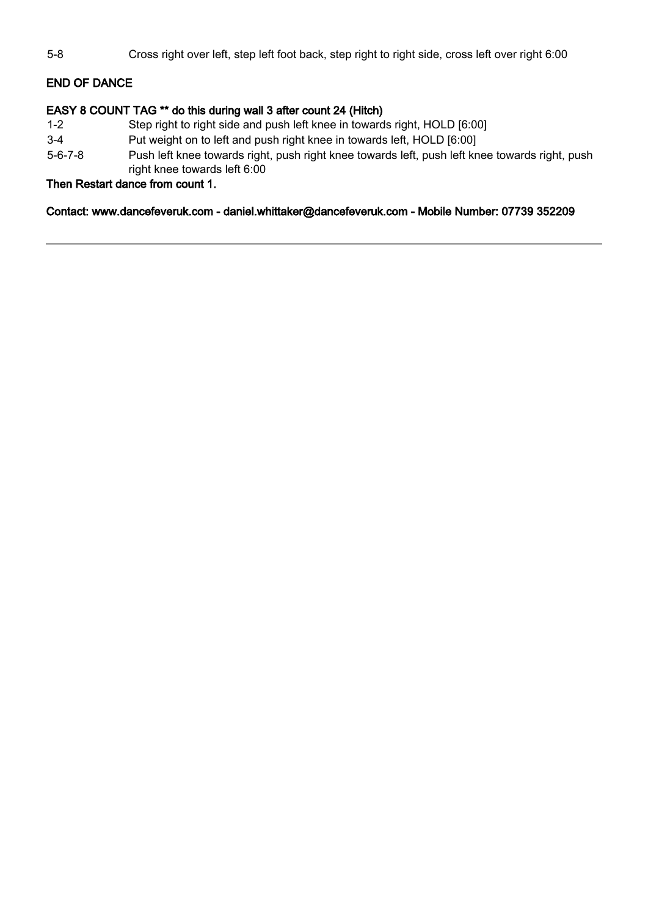| | |
|---|---|
| 5-8 | Cross right over left, step left foot back, step right to right side, cross left over right 6:00 |

**END OF DANCE**

**EASY 8 COUNT TAG ** do this during wall 3 after count 24 (Hitch)**

| | |
|---|---|
| 1-2 | Step right to right side and push left knee in towards right, HOLD [6:00] |
| 3-4 | Put weight on to left and push right knee in towards left, HOLD [6:00] |
| 5-6-7-8 | Push left knee towards right, push right knee towards left, push left knee towards right, push right knee towards left 6:00 |

**Then Restart dance from count 1.**

**Contact: www.dancefeveruk.com - daniel.whittaker@dancefeveruk.com - Mobile Number: 07739 352209**

---